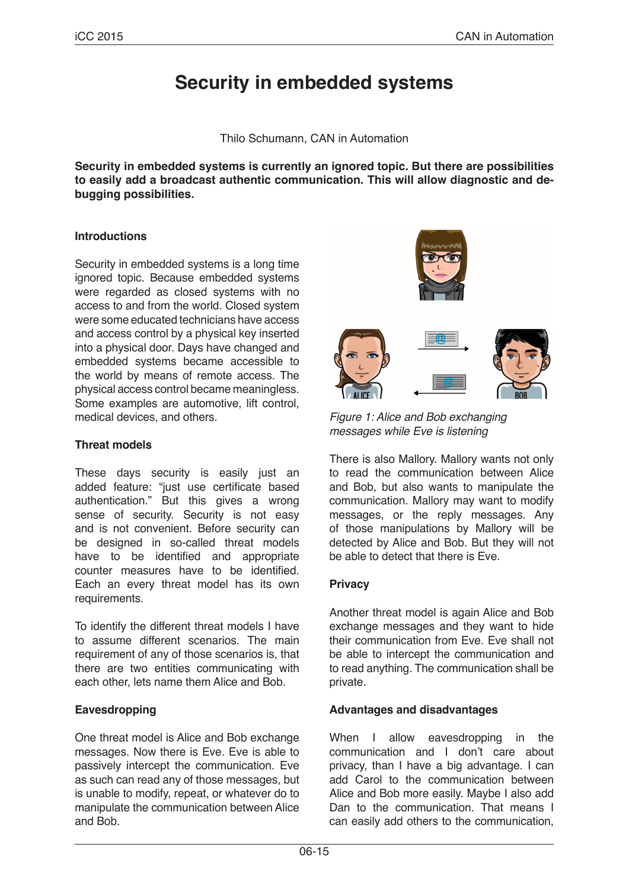# Security in embedded systems

Thilo Schumann, CAN in Automation

**Security in embedded systems is currently an ignored topic. But there are possibilities to easily add a broadcast authentic communication. This will allow diagnostic and debugging possibilities.**

### Introductions

Security in embedded systems is a long time ignored topic. Because embedded systems were regarded as closed systems with no access to and from the world. Closed system were some educated technicians have access and access control by a physical key inserted into a physical door. Days have changed and embedded systems became accessible to the world by means of remote access. The physical access control became meaningless. Some examples are automotive, lift control, medical devices, and others.

### Threat models

These days security is easily just an added feature: "just use certificate based authentication." But this gives a wrong sense of security. Security is not easy and is not convenient. Before security can be designed in so-called threat models have to be identified and appropriate counter measures have to be identified. Each an every threat model has its own requirements.

To identify the different threat models I have to assume different scenarios. The main requirement of any of those scenarios is, that there are two entities communicating with each other, lets name them Alice and Bob.

### Eavesdropping

One threat model is Alice and Bob exchange messages. Now there is Eve. Eve is able to passively intercept the communication. Eve as such can read any of those messages, but is unable to modify, repeat, or whatever do to manipulate the communication between Alice and Bob.

*Figure 1: Alice and Bob exchanging messages while Eve is listening*

There is also Mallory. Mallory wants not only to read the communication between Alice and Bob, but also wants to manipulate the communication. Mallory may want to modify messages, or the reply messages. Any of those manipulations by Mallory will be detected by Alice and Bob. But they will not be able to detect that there is Eve.

### Privacy

Another threat model is again Alice and Bob exchange messages and they want to hide their communication from Eve. Eve shall not be able to intercept the communication and to read anything. The communication shall be private.

### Advantages and disadvantages

When I allow eavesdropping in the communication and I don't care about privacy, than I have a big advantage. I can add Carol to the communication between Alice and Bob more easily. Maybe I also add Dan to the communication. That means I can easily add others to the communication,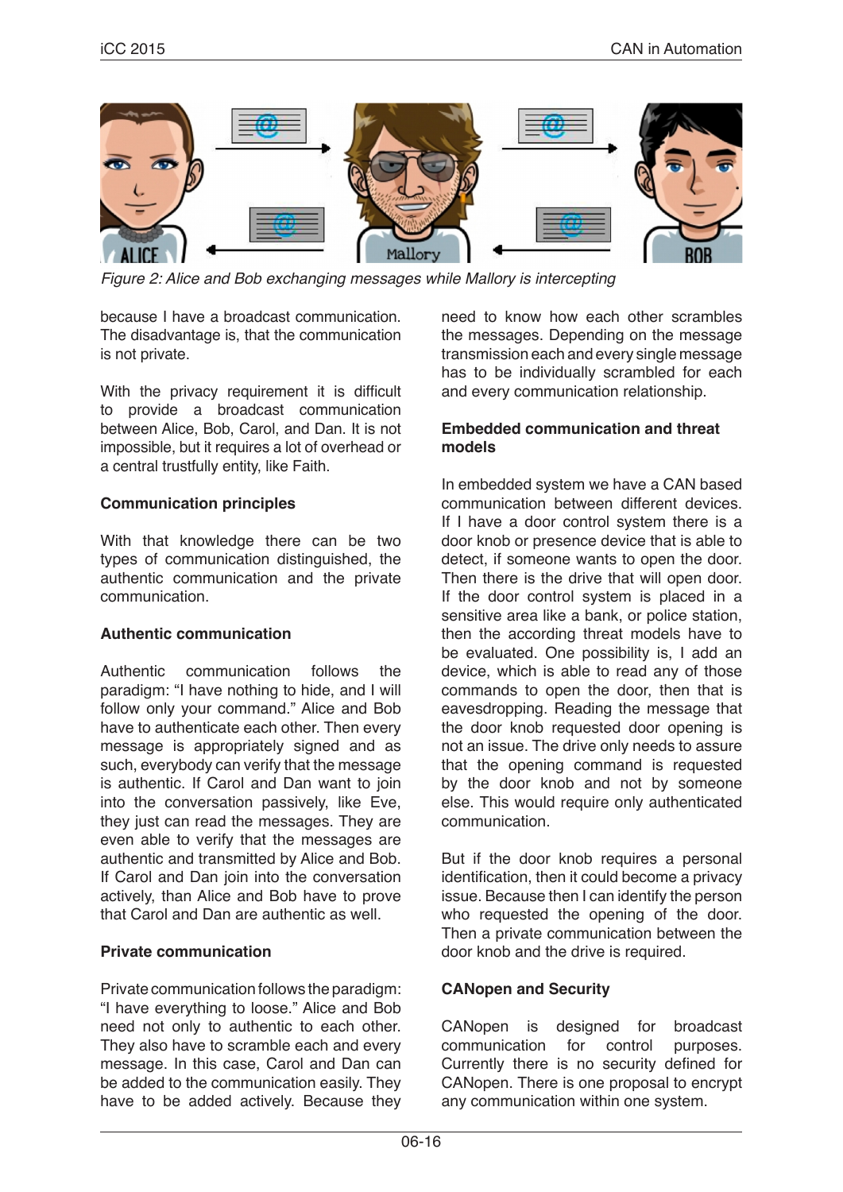*Figure 2: Alice and Bob exchanging messages while Mallory is intercepting*

because I have a broadcast communication. The disadvantage is, that the communication is not private.

With the privacy requirement it is difficult to provide a broadcast communication between Alice, Bob, Carol, and Dan. It is not impossible, but it requires a lot of overhead or a central trustfully entity, like Faith.

**Communication principles**

With that knowledge there can be two types of communication distinguished, the authentic communication and the private communication.

**Authentic communication**

Authentic communication follows the paradigm: "I have nothing to hide, and I will follow only your command." Alice and Bob have to authenticate each other. Then every message is appropriately signed and as such, everybody can verify that the message is authentic. If Carol and Dan want to join into the conversation passively, like Eve, they just can read the messages. They are even able to verify that the messages are authentic and transmitted by Alice and Bob. If Carol and Dan join into the conversation actively, than Alice and Bob have to prove that Carol and Dan are authentic as well.

**Private communication**

Private communication follows the paradigm: "I have everything to loose." Alice and Bob need not only to authentic to each other. They also have to scramble each and every message. In this case, Carol and Dan can be added to the communication easily. They have to be added actively. Because they need to know how each other scrambles the messages. Depending on the message transmission each and every single message has to be individually scrambled for each and every communication relationship.

**Embedded communication and threat models**

In embedded system we have a CAN based communication between different devices. If I have a door control system there is a door knob or presence device that is able to detect, if someone wants to open the door. Then there is the drive that will open door. If the door control system is placed in a sensitive area like a bank, or police station, then the according threat models have to be evaluated. One possibility is, I add an device, which is able to read any of those commands to open the door, then that is eavesdropping. Reading the message that the door knob requested door opening is not an issue. The drive only needs to assure that the opening command is requested by the door knob and not by someone else. This would require only authenticated communication.

But if the door knob requires a personal identification, then it could become a privacy issue. Because then I can identify the person who requested the opening of the door. Then a private communication between the door knob and the drive is required.

**CANopen and Security**

CANopen is designed for broadcast communication for control purposes. Currently there is no security defined for CANopen. There is one proposal to encrypt any communication within one system.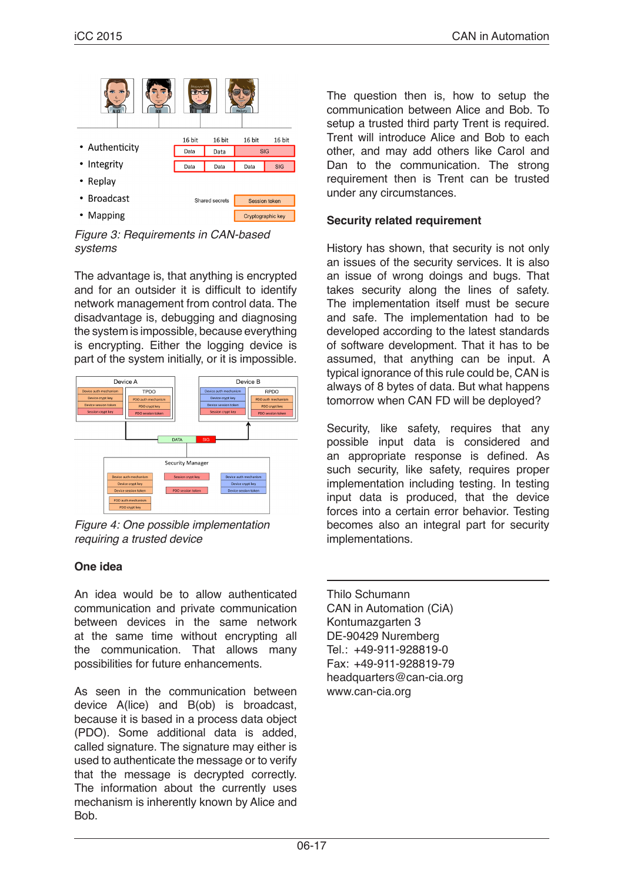- Authenticity
- Integrity
- Replay
- Broadcast
- Mapping

16 bit 16 bit 16 bit 16 bit

Data Data SIG

Data Data Data SIG

Shared secrets Session token

Cryptographic key

*Figure 3: Requirements in CAN-based systems*

The advantage is, that anything is encrypted and for an outsider it is difficult to identify network management from control data. The disadvantage is, debugging and diagnosing the system is impossible, because everything is encrypting. Either the logging device is part of the system initially, or it is impossible.

Device A

TPDO

Device B

RPDO

DATA SIG

Security Manager

*Figure 4: One possible implementation requiring a trusted device*

### One idea

An idea would be to allow authenticated communication and private communication between devices in the same network at the same time without encrypting all the communication. That allows many possibilities for future enhancements.

As seen in the communication between device A(lice) and B(ob) is broadcast, because it is based in a process data object (PDO). Some additional data is added, called signature. The signature may either is used to authenticate the message or to verify that the message is decrypted correctly. The information about the currently uses mechanism is inherently known by Alice and Bob.

The question then is, how to setup the communication between Alice and Bob. To setup a trusted third party Trent is required. Trent will introduce Alice and Bob to each other, and may add others like Carol and Dan to the communication. The strong requirement then is Trent can be trusted under any circumstances.

### Security related requirement

History has shown, that security is not only an issues of the security services. It is also an issue of wrong doings and bugs. That takes security along the lines of safety. The implementation itself must be secure and safe. The implementation had to be developed according to the latest standards of software development. That it has to be assumed, that anything can be input. A typical ignorance of this rule could be, CAN is always of 8 bytes of data. But what happens tomorrow when CAN FD will be deployed?

Security, like safety, requires that any possible input data is considered and an appropriate response is defined. As such security, like safety, requires proper implementation including testing. In testing input data is produced, that the device forces into a certain error behavior. Testing becomes also an integral part for security implementations.

---

Thilo Schumann
CAN in Automation (CiA)
Kontumazgarten 3
DE-90429 Nuremberg
Tel.: +49-911-928819-0
Fax: +49-911-928819-79
headquarters@can-cia.org
www.can-cia.org